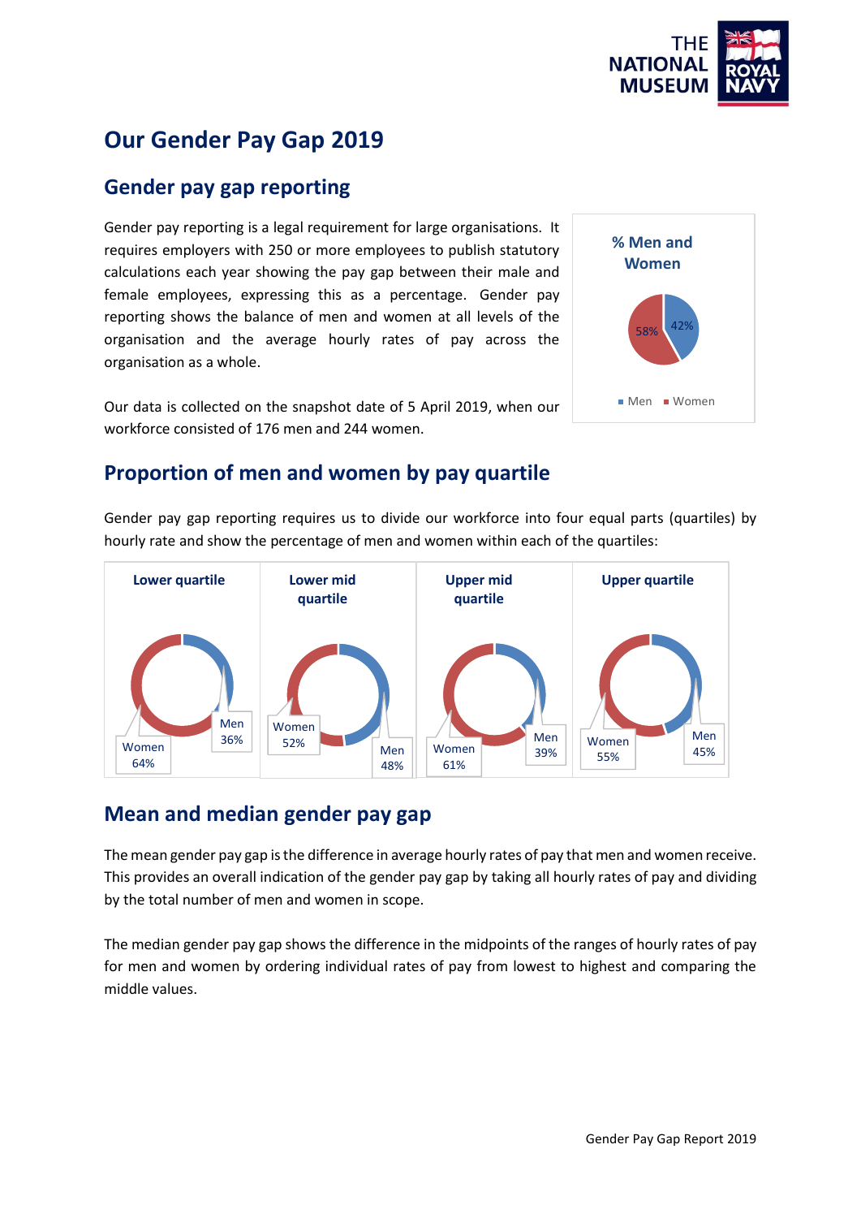# Our Gender Pay Gap 2019

## Gender pay gap reporting

Gender pay reporting is a legal requirement for large organisations. It requires employers with 250 or more employees to publish statutory calculations each year showing the pay gap between their male and female employees, expressing this as a percentage. Gender pay reporting shows the balance of men and women at all levels of the organisation and the average hourly rates of pay across the organisation as a whole.

Our data is collected on the snapshot date of 5 April 2019, when our workforce consisted of 176 men and 244 women.

**% Men and Women**

| | % |
|---|---|
| Men | 42% |
| Women | 58% |

## Proportion of men and women by pay quartile

Gender pay gap reporting requires us to divide our workforce into four equal parts (quartiles) by hourly rate and show the percentage of men and women within each of the quartiles:

| | Lower quartile | Lower mid quartile | Upper mid quartile | Upper quartile |
|---|---|---|---|---|
| Men | 36% | 48% | 39% | 45% |
| Women | 64% | 52% | 61% | 55% |

## Mean and median gender pay gap

The mean gender pay gap is the difference in average hourly rates of pay that men and women receive. This provides an overall indication of the gender pay gap by taking all hourly rates of pay and dividing by the total number of men and women in scope.

The median gender pay gap shows the difference in the midpoints of the ranges of hourly rates of pay for men and women by ordering individual rates of pay from lowest to highest and comparing the middle values.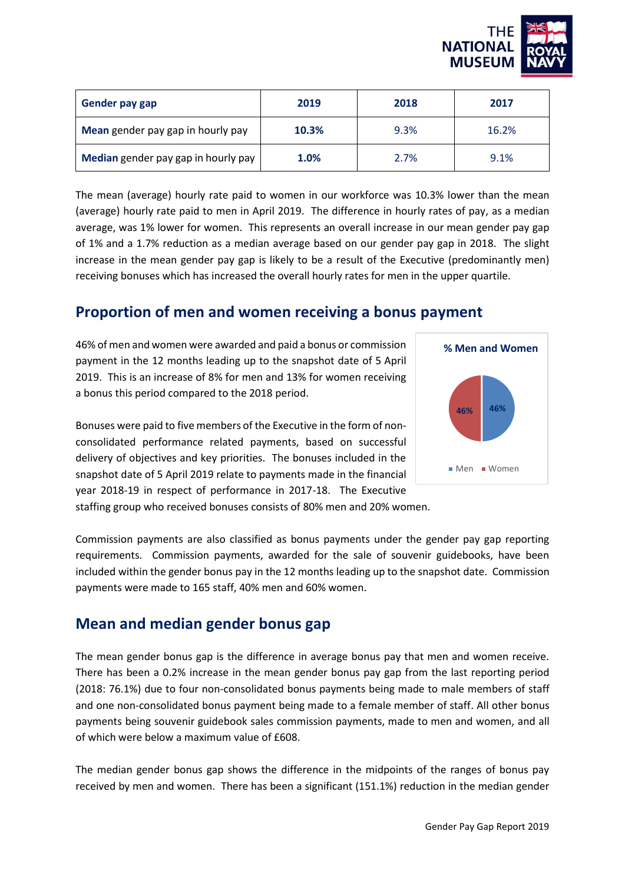| Gender pay gap | 2019 | 2018 | 2017 |
|---|---|---|---|
| **Mean** gender pay gap in hourly pay | **10.3%** | 9.3% | 16.2% |
| **Median** gender pay gap in hourly pay | **1.0%** | 2.7% | 9.1% |

The mean (average) hourly rate paid to women in our workforce was 10.3% lower than the mean (average) hourly rate paid to men in April 2019. The difference in hourly rates of pay, as a median average, was 1% lower for women. This represents an overall increase in our mean gender pay gap of 1% and a 1.7% reduction as a median average based on our gender pay gap in 2018. The slight increase in the mean gender pay gap is likely to be a result of the Executive (predominantly men) receiving bonuses which has increased the overall hourly rates for men in the upper quartile.

## Proportion of men and women receiving a bonus payment

46% of men and women were awarded and paid a bonus or commission payment in the 12 months leading up to the snapshot date of 5 April 2019. This is an increase of 8% for men and 13% for women receiving a bonus this period compared to the 2018 period.

**% Men and Women**

| Men | Women |
|---|---|
| 46% | 46% |

Bonuses were paid to five members of the Executive in the form of non-consolidated performance related payments, based on successful delivery of objectives and key priorities. The bonuses included in the snapshot date of 5 April 2019 relate to payments made in the financial year 2018-19 in respect of performance in 2017-18. The Executive staffing group who received bonuses consists of 80% men and 20% women.

Commission payments are also classified as bonus payments under the gender pay gap reporting requirements. Commission payments, awarded for the sale of souvenir guidebooks, have been included within the gender bonus pay in the 12 months leading up to the snapshot date. Commission payments were made to 165 staff, 40% men and 60% women.

## Mean and median gender bonus gap

The mean gender bonus gap is the difference in average bonus pay that men and women receive. There has been a 0.2% increase in the mean gender bonus pay gap from the last reporting period (2018: 76.1%) due to four non-consolidated bonus payments being made to male members of staff and one non-consolidated bonus payment being made to a female member of staff. All other bonus payments being souvenir guidebook sales commission payments, made to men and women, and all of which were below a maximum value of £608.

The median gender bonus gap shows the difference in the midpoints of the ranges of bonus pay received by men and women. There has been a significant (151.1%) reduction in the median gender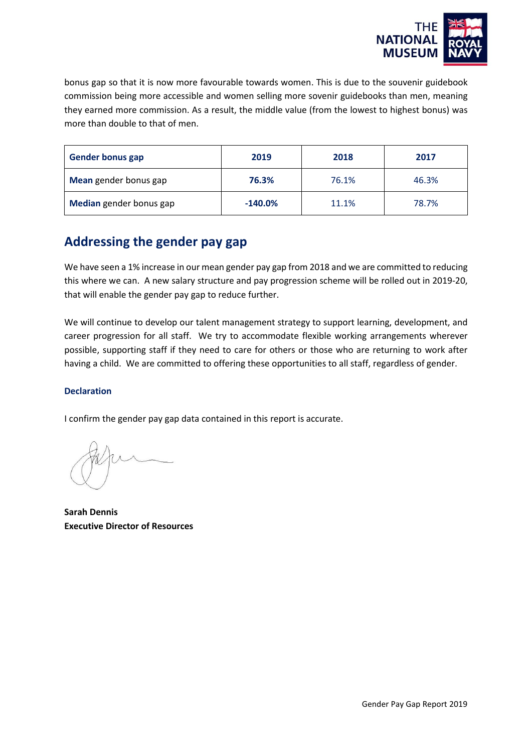bonus gap so that it is now more favourable towards women. This is due to the souvenir guidebook commission being more accessible and women selling more sovenir guidebooks than men, meaning they earned more commission. As a result, the middle value (from the lowest to highest bonus) was more than double to that of men.

| **Gender bonus gap** | **2019** | **2018** | **2017** |
|---|---|---|---|
| **Mean** gender bonus gap | **76.3%** | 76.1% | 46.3% |
| **Median** gender bonus gap | **-140.0%** | 11.1% | 78.7% |

## Addressing the gender pay gap

We have seen a 1% increase in our mean gender pay gap from 2018 and we are committed to reducing this where we can. A new salary structure and pay progression scheme will be rolled out in 2019-20, that will enable the gender pay gap to reduce further.

We will continue to develop our talent management strategy to support learning, development, and career progression for all staff. We try to accommodate flexible working arrangements wherever possible, supporting staff if they need to care for others or those who are returning to work after having a child. We are committed to offering these opportunities to all staff, regardless of gender.

### Declaration

I confirm the gender pay gap data contained in this report is accurate.

**Sarah Dennis**
**Executive Director of Resources**